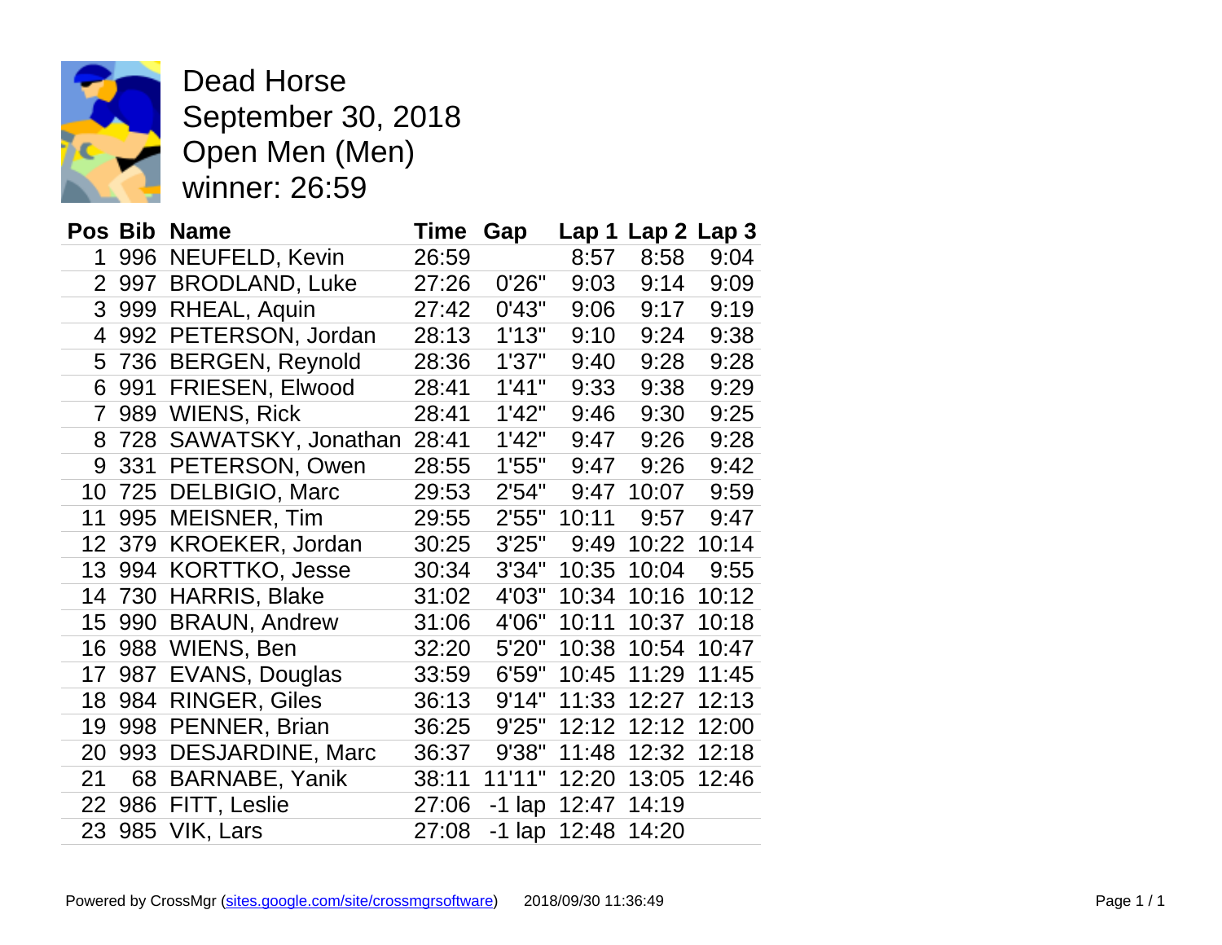# Dead Horse
September 30, 2018
Open Men (Men)
winner: 26:59

| Pos | Bib | Name | Time | Gap | Lap 1 | Lap 2 | Lap 3 |
|---|---|---|---|---|---|---|---|
| 1 | 996 | NEUFELD, Kevin | 26:59 | | 8:57 | 8:58 | 9:04 |
| 2 | 997 | BRODLAND, Luke | 27:26 | 0'26" | 9:03 | 9:14 | 9:09 |
| 3 | 999 | RHEAL, Aquin | 27:42 | 0'43" | 9:06 | 9:17 | 9:19 |
| 4 | 992 | PETERSON, Jordan | 28:13 | 1'13" | 9:10 | 9:24 | 9:38 |
| 5 | 736 | BERGEN, Reynold | 28:36 | 1'37" | 9:40 | 9:28 | 9:28 |
| 6 | 991 | FRIESEN, Elwood | 28:41 | 1'41" | 9:33 | 9:38 | 9:29 |
| 7 | 989 | WIENS, Rick | 28:41 | 1'42" | 9:46 | 9:30 | 9:25 |
| 8 | 728 | SAWATSKY, Jonathan | 28:41 | 1'42" | 9:47 | 9:26 | 9:28 |
| 9 | 331 | PETERSON, Owen | 28:55 | 1'55" | 9:47 | 9:26 | 9:42 |
| 10 | 725 | DELBIGIO, Marc | 29:53 | 2'54" | 9:47 | 10:07 | 9:59 |
| 11 | 995 | MEISNER, Tim | 29:55 | 2'55" | 10:11 | 9:57 | 9:47 |
| 12 | 379 | KROEKER, Jordan | 30:25 | 3'25" | 9:49 | 10:22 | 10:14 |
| 13 | 994 | KORTTKO, Jesse | 30:34 | 3'34" | 10:35 | 10:04 | 9:55 |
| 14 | 730 | HARRIS, Blake | 31:02 | 4'03" | 10:34 | 10:16 | 10:12 |
| 15 | 990 | BRAUN, Andrew | 31:06 | 4'06" | 10:11 | 10:37 | 10:18 |
| 16 | 988 | WIENS, Ben | 32:20 | 5'20" | 10:38 | 10:54 | 10:47 |
| 17 | 987 | EVANS, Douglas | 33:59 | 6'59" | 10:45 | 11:29 | 11:45 |
| 18 | 984 | RINGER, Giles | 36:13 | 9'14" | 11:33 | 12:27 | 12:13 |
| 19 | 998 | PENNER, Brian | 36:25 | 9'25" | 12:12 | 12:12 | 12:00 |
| 20 | 993 | DESJARDINE, Marc | 36:37 | 9'38" | 11:48 | 12:32 | 12:18 |
| 21 | 68 | BARNABE, Yanik | 38:11 | 11'11" | 12:20 | 13:05 | 12:46 |
| 22 | 986 | FITT, Leslie | 27:06 | -1 lap | 12:47 | 14:19 | |
| 23 | 985 | VIK, Lars | 27:08 | -1 lap | 12:48 | 14:20 | |

Powered by CrossMgr (sites.google.com/site/crossmgrsoftware) 2018/09/30 11:36:49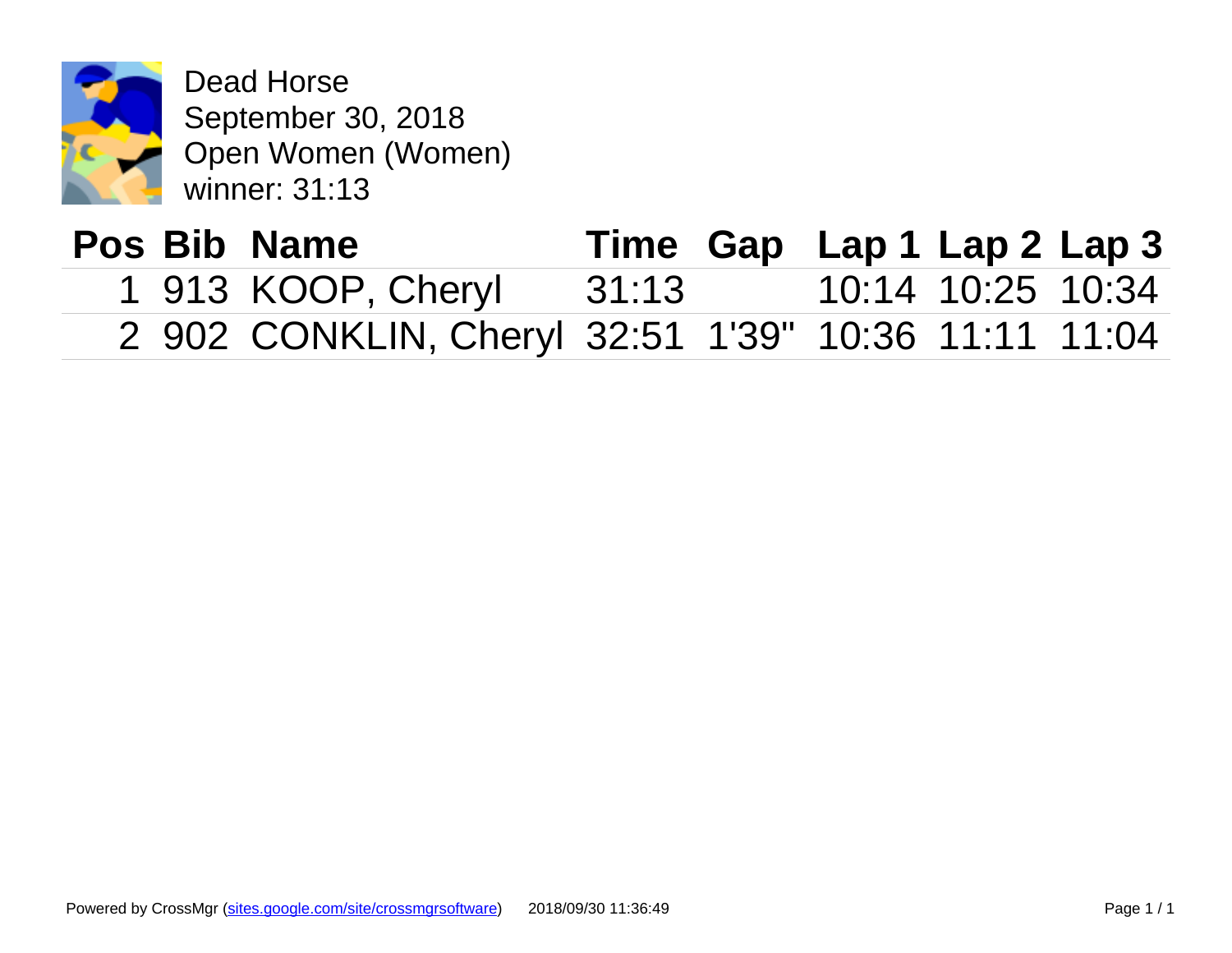Dead Horse
September 30, 2018
Open Women (Women)
winner: 31:13

| Pos | Bib | Name | Time | Gap | Lap 1 | Lap 2 | Lap 3 |
|---|---|---|---|---|---|---|---|
| 1 | 913 | KOOP, Cheryl | 31:13 | | 10:14 | 10:25 | 10:34 |
| 2 | 902 | CONKLIN, Cheryl | 32:51 | 1'39" | 10:36 | 11:11 | 11:04 |

Powered by CrossMgr (sites.google.com/site/crossmgrsoftware) 2018/09/30 11:36:49